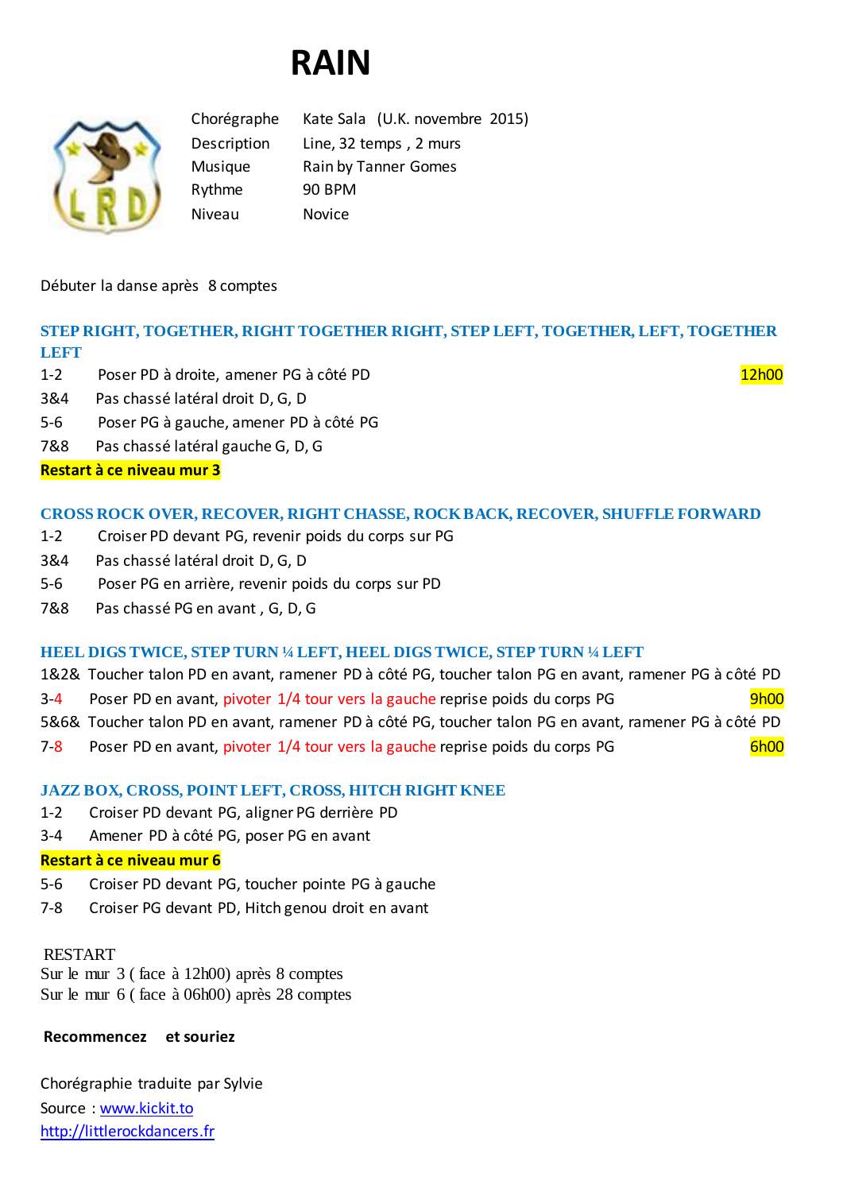# RAIN

| | |
|---|---|
| Chorégraphe | Kate Sala (U.K. novembre 2015) |
| Description | Line, 32 temps , 2 murs |
| Musique | Rain by Tanner Gomes |
| Rythme | 90 BPM |
| Niveau | Novice |

Débuter la danse après 8 comptes

### STEP RIGHT, TOGETHER, RIGHT TOGETHER RIGHT, STEP LEFT, TOGETHER, LEFT, TOGETHER LEFT

1-2 Poser PD à droite, amener PG à côté PD — 12h00
3&4 Pas chassé latéral droit D, G, D
5-6 Poser PG à gauche, amener PD à côté PG
7&8 Pas chassé latéral gauche G, D, G

**Restart à ce niveau mur 3**

### CROSS ROCK OVER, RECOVER, RIGHT CHASSE, ROCK BACK, RECOVER, SHUFFLE FORWARD

1-2 Croiser PD devant PG, revenir poids du corps sur PG
3&4 Pas chassé latéral droit D, G, D
5-6 Poser PG en arrière, revenir poids du corps sur PD
7&8 Pas chassé PG en avant , G, D, G

### HEEL DIGS TWICE, STEP TURN ¼ LEFT, HEEL DIGS TWICE, STEP TURN ¼ LEFT

1&2& Toucher talon PD en avant, ramener PD à côté PG, toucher talon PG en avant, ramener PG à côté PD
3-4 Poser PD en avant, pivoter 1/4 tour vers la gauche reprise poids du corps PG — 9h00
5&6& Toucher talon PD en avant, ramener PD à côté PG, toucher talon PG en avant, ramener PG à côté PD
7-8 Poser PD en avant, pivoter 1/4 tour vers la gauche reprise poids du corps PG — 6h00

### JAZZ BOX, CROSS, POINT LEFT, CROSS, HITCH RIGHT KNEE

1-2 Croiser PD devant PG, aligner PG derrière PD
3-4 Amener PD à côté PG, poser PG en avant

**Restart à ce niveau mur 6**

5-6 Croiser PD devant PG, toucher pointe PG à gauche
7-8 Croiser PG devant PD, Hitch genou droit en avant

RESTART
Sur le mur 3 ( face à 12h00) après 8 comptes
Sur le mur 6 ( face à 06h00) après 28 comptes

**Recommencez et souriez**

Chorégraphie traduite par Sylvie
Source : www.kickit.to
http://littlerockdancers.fr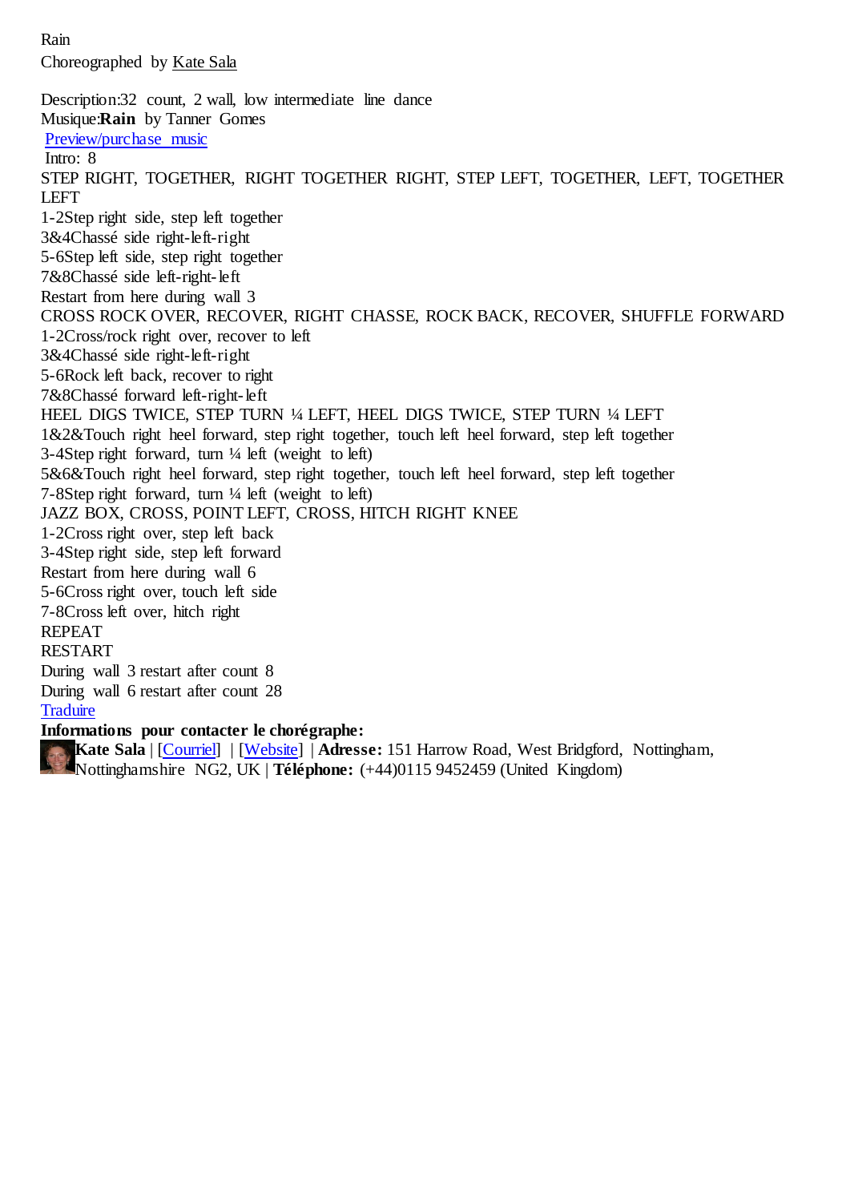Rain

Choreographed by Kate Sala

Description:32 count, 2 wall, low intermediate line dance

Musique:**Rain** by Tanner Gomes

Preview/purchase music

Intro: 8

STEP RIGHT, TOGETHER, RIGHT TOGETHER RIGHT, STEP LEFT, TOGETHER, LEFT, TOGETHER LEFT

1-2Step right side, step left together

3&4Chassé side right-left-right

5-6Step left side, step right together

7&8Chassé side left-right-left

Restart from here during wall 3

CROSS ROCK OVER, RECOVER, RIGHT CHASSE, ROCK BACK, RECOVER, SHUFFLE FORWARD

1-2Cross/rock right over, recover to left

3&4Chassé side right-left-right

5-6Rock left back, recover to right

7&8Chassé forward left-right-left

HEEL DIGS TWICE, STEP TURN ¼ LEFT, HEEL DIGS TWICE, STEP TURN ¼ LEFT

1&2&Touch right heel forward, step right together, touch left heel forward, step left together

3-4Step right forward, turn ¼ left (weight to left)

5&6&Touch right heel forward, step right together, touch left heel forward, step left together

7-8Step right forward, turn ¼ left (weight to left)

JAZZ BOX, CROSS, POINT LEFT, CROSS, HITCH RIGHT KNEE

1-2Cross right over, step left back

3-4Step right side, step left forward

Restart from here during wall 6

5-6Cross right over, touch left side

7-8Cross left over, hitch right

REPEAT

RESTART

During wall 3 restart after count 8

During wall 6 restart after count 28

Traduire

**Informations pour contacter le chorégraphe:**

**Kate Sala** | [Courriel] | [Website] | **Adresse:** 151 Harrow Road, West Bridgford, Nottingham, Nottinghamshire NG2, UK | **Téléphone:** (+44)0115 9452459 (United Kingdom)